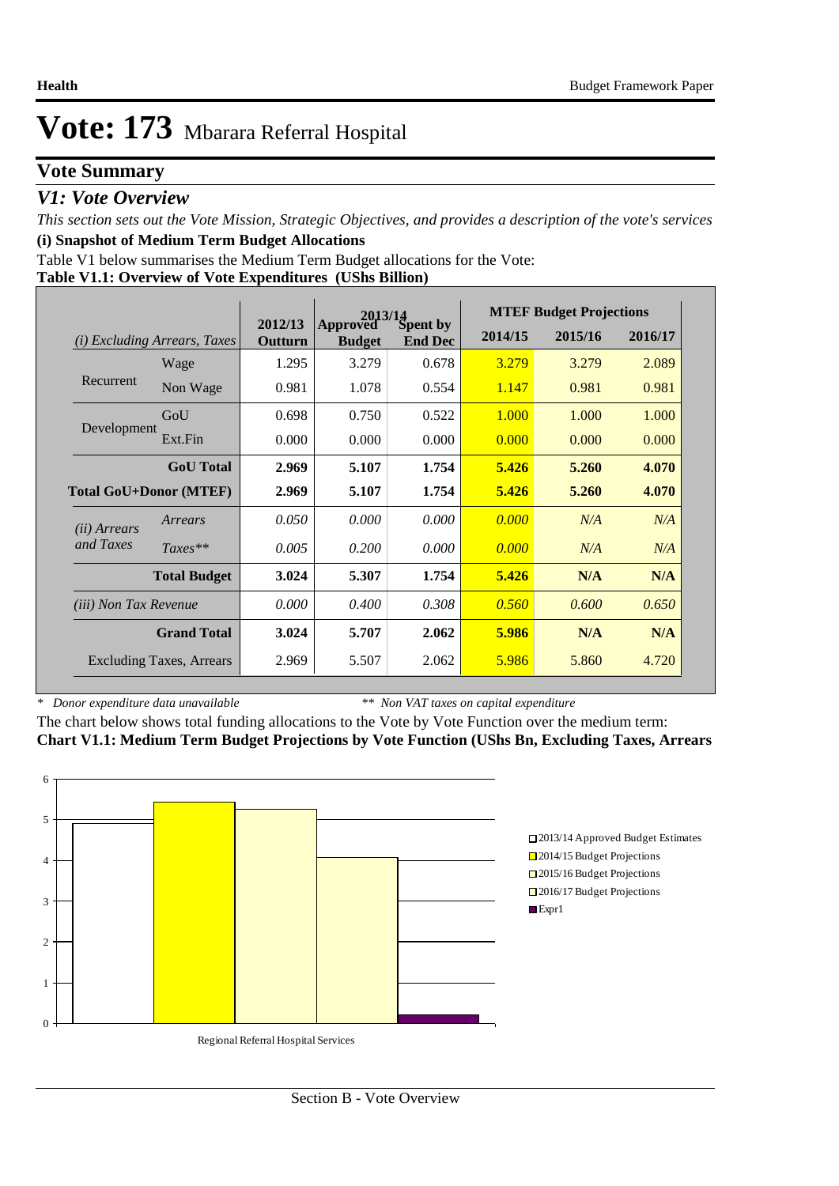# Vote: 173 Mbarara Referral Hospital

## Vote Summary

### *V1: Vote Overview*

*This section sets out the Vote Mission, Strategic Objectives, and provides a description of the vote's services*

**(i) Snapshot of Medium Term Budget Allocations**

Table V1 below summarises the Medium Term Budget allocations for the Vote:

**Table V1.1: Overview of Vote Expenditures (UShs Billion)**

| *(i) Excluding Arrears, Taxes* | | 2012/13 Outturn | 2013/14 Approved Budget | 2013/14 Spent by End Dec | MTEF Budget Projections 2014/15 | 2015/16 | 2016/17 |
|---|---|---|---|---|---|---|---|
| Recurrent | Wage | 1.295 | 3.279 | 0.678 | 3.279 | 3.279 | 2.089 |
| | Non Wage | 0.981 | 1.078 | 0.554 | 1.147 | 0.981 | 0.981 |
| Development | GoU | 0.698 | 0.750 | 0.522 | 1.000 | 1.000 | 1.000 |
| | Ext.Fin | 0.000 | 0.000 | 0.000 | 0.000 | 0.000 | 0.000 |
| | **GoU Total** | **2.969** | **5.107** | **1.754** | **5.426** | **5.260** | **4.070** |
| **Total GoU+Donor (MTEF)** | | **2.969** | **5.107** | **1.754** | **5.426** | **5.260** | **4.070** |
| *(ii) Arrears and Taxes* | *Arrears* | *0.050* | *0.000* | *0.000* | *0.000* | *N/A* | *N/A* |
| | *Taxes*** | *0.005* | *0.200* | *0.000* | *0.000* | *N/A* | *N/A* |
| | **Total Budget** | **3.024** | **5.307** | **1.754** | **5.426** | **N/A** | **N/A** |
| *(iii) Non Tax Revenue* | | *0.000* | *0.400* | *0.308* | *0.560* | *0.600* | *0.650* |
| | **Grand Total** | **3.024** | **5.707** | **2.062** | **5.986** | **N/A** | **N/A** |
| | Excluding Taxes, Arrears | 2.969 | 5.507 | 2.062 | 5.986 | 5.860 | 4.720 |

\* *Donor expenditure data unavailable* ** *Non VAT taxes on capital expenditure*

The chart below shows total funding allocations to the Vote by Vote Function over the medium term:

**Chart V1.1: Medium Term Budget Projections by Vote Function (UShs Bn, Excluding Taxes, Arrears**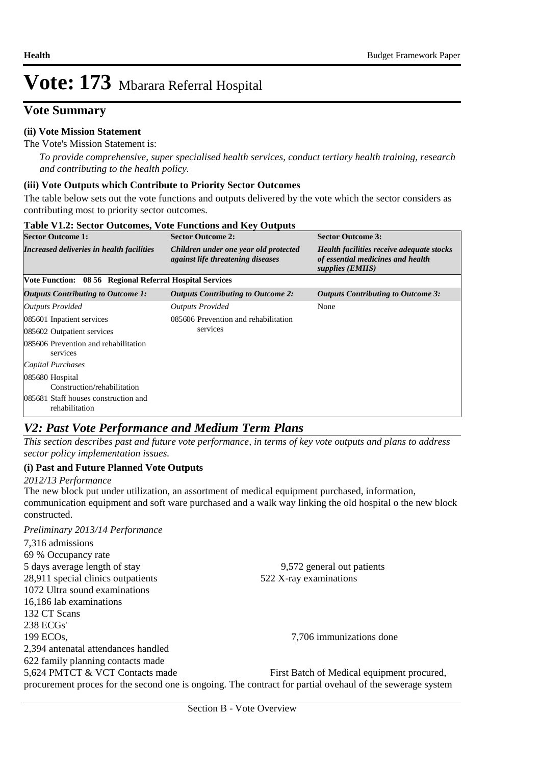# Vote: 173 Mbarara Referral Hospital

## Vote Summary

**(ii) Vote Mission Statement**

The Vote's Mission Statement is:

*To provide comprehensive, super specialised health services, conduct tertiary health training, research and contributing to the health policy.*

**(iii) Vote Outputs which Contribute to Priority Sector Outcomes**

The table below sets out the vote functions and outputs delivered by the vote which the sector considers as contributing most to priority sector outcomes.

**Table V1.2: Sector Outcomes, Vote Functions and Key Outputs**

| Sector Outcome 1: | Sector Outcome 2: | Sector Outcome 3: |
|---|---|---|
| ***Increased deliveries in health facilities*** | ***Children under one year old protected against life threatening diseases*** | ***Health facilities receive adequate stocks of essential medicines and health supplies (EMHS)*** |
| **Vote Function: 08 56 Regional Referral Hospital Services** | | |
| ***Outputs Contributing to Outcome 1:*** | ***Outputs Contributing to Outcome 2:*** | ***Outputs Contributing to Outcome 3:*** |
| *Outputs Provided* | *Outputs Provided* | None |
| 085601 Inpatient services | 085606 Prevention and rehabilitation services | |
| 085602 Outpatient services | | |
| 085606 Prevention and rehabilitation services | | |
| *Capital Purchases* | | |
| 085680 Hospital Construction/rehabilitation | | |
| 085681 Staff houses construction and rehabilitation | | |

## *V2: Past Vote Performance and Medium Term Plans*

*This section describes past and future vote performance, in terms of key vote outputs and plans to address sector policy implementation issues.*

**(i) Past and Future Planned Vote Outputs**

*2012/13 Performance*

The new block put under utilization, an assortment of medical equipment purchased, information, communication equipment and soft ware purchased and a walk way linking the old hospital o the new block constructed.

*Preliminary 2013/14 Performance*

7,316 admissions
69 % Occupancy rate
5 days average length of stay
9,572 general out patients
28,911 special clinics outpatients
522 X-ray examinations
1072 Ultra sound examinations
16,186 lab examinations
132 CT Scans
238 ECGs'
199 ECOs,
7,706 immunizations done
2,394 antenatal attendances handled
622 family planning contacts made
5,624 PMTCT & VCT Contacts made
First Batch of Medical equipment procured, procurement proces for the second one is ongoing. The contract for partial ovehaul of the sewerage system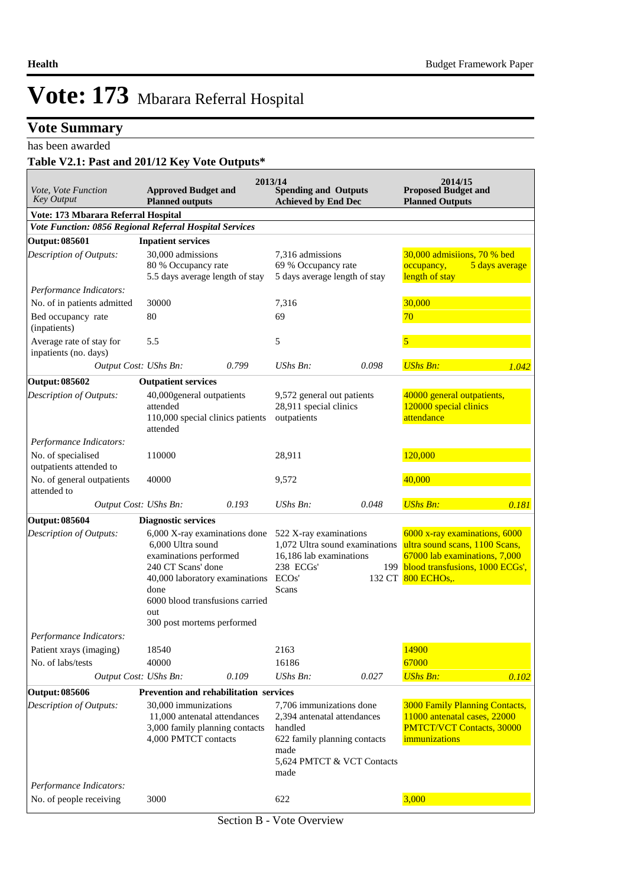# Vote: 173 Mbarara Referral Hospital

## Vote Summary

has been awarded

### Table V2.1: Past and 201/12 Key Vote Outputs*

| *Vote, Vote Function Key Output* | 2013/14 Approved Budget and Planned outputs | | 2013/14 Spending and Outputs Achieved by End Dec | | 2014/15 Proposed Budget and Planned Outputs | |
|---|---|---|---|---|---|---|
| **Vote: 173 Mbarara Referral Hospital** | | | | | | |
| ***Vote Function: 0856 Regional Referral Hospital Services*** | | | | | | |
| **Output: 085601** | **Inpatient services** | | | | | |
| *Description of Outputs:* | 30,000 admissions<br>80 % Occupancy rate<br>5.5 days average length of stay | | 7,316 admissions<br>69 % Occupancy rate<br>5 days average length of stay | | 30,000 admisiions, 70 % bed occupancy, 5 days average length of stay | |
| *Performance Indicators:* | | | | | | |
| No. of in patients admitted | 30000 | | 7,316 | | 30,000 | |
| Bed occupancy rate (inpatients) | 80 | | 69 | | 70 | |
| Average rate of stay for inpatients (no. days) | 5.5 | | 5 | | 5 | |
| *Output Cost:* | *UShs Bn:* | *0.799* | *UShs Bn:* | *0.098* | *UShs Bn:* | *1.042* |
| **Output: 085602** | **Outpatient services** | | | | | |
| *Description of Outputs:* | 40,000general outpatients attended<br>110,000 special clinics patients attended | | 9,572 general out patients<br>28,911 special clinics outpatients | | 40000 general outpatients, 120000 special clinics attendance | |
| *Performance Indicators:* | | | | | | |
| No. of specialised outpatients attended to | 110000 | | 28,911 | | 120,000 | |
| No. of general outpatients attended to | 40000 | | 9,572 | | 40,000 | |
| *Output Cost:* | *UShs Bn:* | *0.193* | *UShs Bn:* | *0.048* | *UShs Bn:* | *0.181* |
| **Output: 085604** | **Diagnostic services** | | | | | |
| *Description of Outputs:* | 6,000 X-ray examinations done<br>6,000 Ultra sound examinations performed<br>240 CT Scans' done<br>40,000 laboratory examinations done<br>6000 blood transfusions carried out<br>300 post mortems performed | | 522 X-ray examinations<br>1,072 Ultra sound examinations<br>16,186 lab examinations<br>238 ECGs' 199 ECOs' 132 CT Scans | | 6000 x-ray examinations, 6000 ultra sound scans, 1100 Scans, 67000 lab examinations, 7,000 blood transfusions, 1000 ECGs', 800 ECHOs,. | |
| *Performance Indicators:* | | | | | | |
| Patient xrays (imaging) | 18540 | | 2163 | | 14900 | |
| No. of labs/tests | 40000 | | 16186 | | 67000 | |
| *Output Cost:* | *UShs Bn:* | *0.109* | *UShs Bn:* | *0.027* | *UShs Bn:* | *0.102* |
| **Output: 085606** | **Prevention and rehabilitation services** | | | | | |
| *Description of Outputs:* | 30,000 immunizations<br>11,000 antenatal attendances<br>3,000 family planning contacts<br>4,000 PMTCT contacts | | 7,706 immunizations done<br>2,394 antenatal attendances handled<br>622 family planning contacts made<br>5,624 PMTCT & VCT Contacts made | | 3000 Family Planning Contacts, 11000 antenatal cases, 22000 PMTCT/VCT Contacts, 30000 immunizations | |
| *Performance Indicators:* | | | | | | |
| No. of people receiving | 3000 | | 622 | | 3,000 | |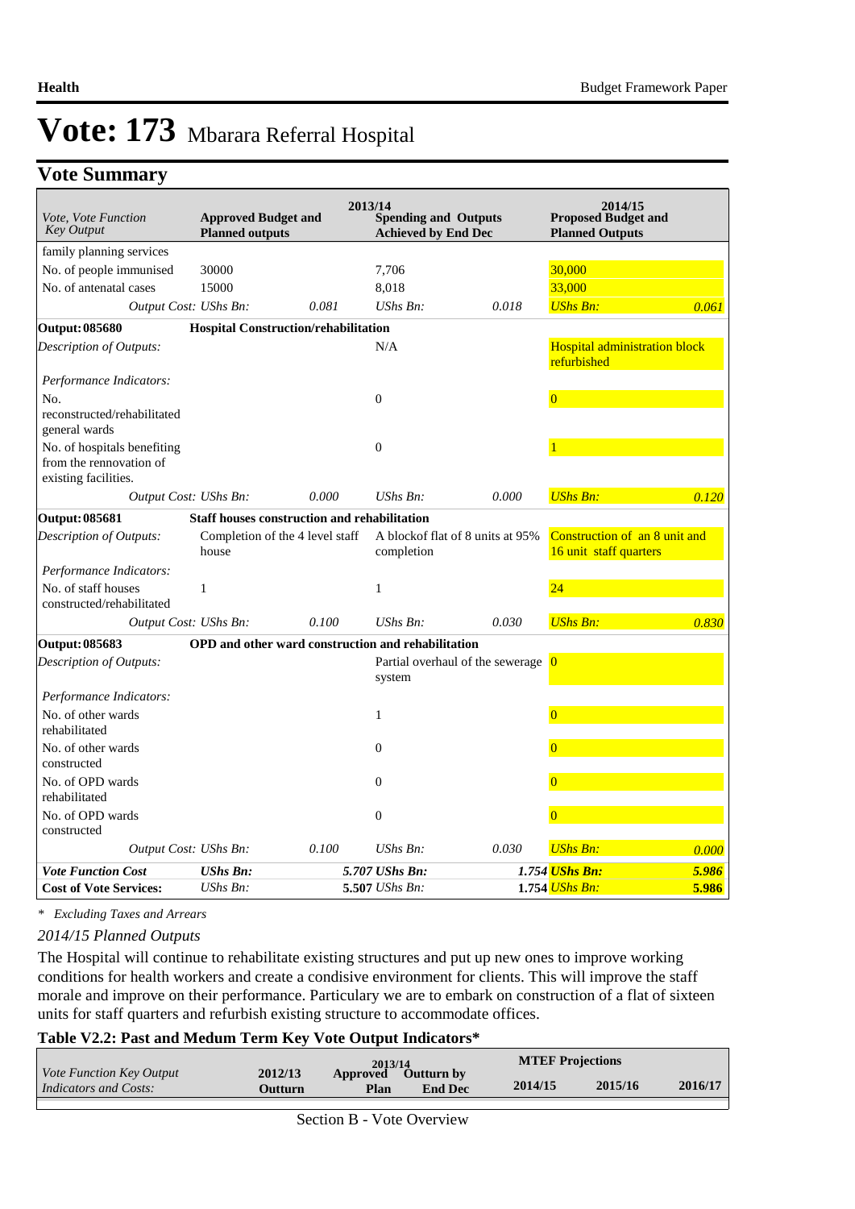# Vote: 173 Mbarara Referral Hospital

## Vote Summary

| Vote, Vote Function Key Output | 2013/14 Approved Budget and Planned outputs | | 2013/14 Spending and Outputs Achieved by End Dec | | 2014/15 Proposed Budget and Planned Outputs | |
|---|---|---|---|---|---|---|
| family planning services | | | | | | |
| No. of people immunised | 30000 | | 7,706 | | 30,000 | |
| No. of antenatal cases | 15000 | | 8,018 | | 33,000 | |
| *Output Cost:* | *UShs Bn:* | *0.081* | *UShs Bn:* | *0.018* | *UShs Bn:* | *0.061* |
| **Output: 085680** | **Hospital Construction/rehabilitation** | | | | | |
| *Description of Outputs:* | | | N/A | | Hospital administration block refurbished | |
| *Performance Indicators:* | | | | | | |
| No. reconstructed/rehabilitated general wards | | | 0 | | 0 | |
| No. of hospitals benefiting from the rennovation of existing facilities. | | | 0 | | 1 | |
| *Output Cost:* | *UShs Bn:* | *0.000* | *UShs Bn:* | *0.000* | *UShs Bn:* | *0.120* |
| **Output: 085681** | **Staff houses construction and rehabilitation** | | | | | |
| *Description of Outputs:* | Completion of the 4 level staff house | | A blockof flat of 8 units at 95% completion | | Construction of an 8 unit and 16 unit staff quarters | |
| *Performance Indicators:* | | | | | | |
| No. of staff houses constructed/rehabilitated | 1 | | 1 | | 24 | |
| *Output Cost:* | *UShs Bn:* | *0.100* | *UShs Bn:* | *0.030* | *UShs Bn:* | *0.830* |
| **Output: 085683** | **OPD and other ward construction and rehabilitation** | | | | | |
| *Description of Outputs:* | | | Partial overhaul of the sewerage system | | 0 | |
| *Performance Indicators:* | | | | | | |
| No. of other wards rehabilitated | | | 1 | | 0 | |
| No. of other wards constructed | | | 0 | | 0 | |
| No. of OPD wards rehabilitated | | | 0 | | 0 | |
| No. of OPD wards constructed | | | 0 | | 0 | |
| *Output Cost:* | *UShs Bn:* | *0.100* | *UShs Bn:* | *0.030* | *UShs Bn:* | *0.000* |
| ***Vote Function Cost*** | ***UShs Bn:*** | | ***5.707 UShs Bn:*** | ***1.754*** | ***UShs Bn:*** | ***5.986*** |
| **Cost of Vote Services:** | *UShs Bn:* | | **5.507** *UShs Bn:* | **1.754** | *UShs Bn:* | **5.986** |

\* *Excluding Taxes and Arrears*

*2014/15 Planned Outputs*

The Hospital will continue to rehabilitate existing structures and put up new ones to improve working conditions for health workers and create a condisive environment for clients. This will improve the staff morale and improve on their performance. Particulary we are to embark on construction of a flat of sixteen units for staff quarters and refurbish existing structure to accommodate offices.

### Table V2.2: Past and Medum Term Key Vote Output Indicators*

| *Vote Function Key Output Indicators and Costs:* | 2012/13 Outturn | 2013/14 Approved Plan | 2013/14 Outturn by End Dec | MTEF Projections 2014/15 | MTEF Projections 2015/16 | MTEF Projections 2016/17 |
|---|---|---|---|---|---|---|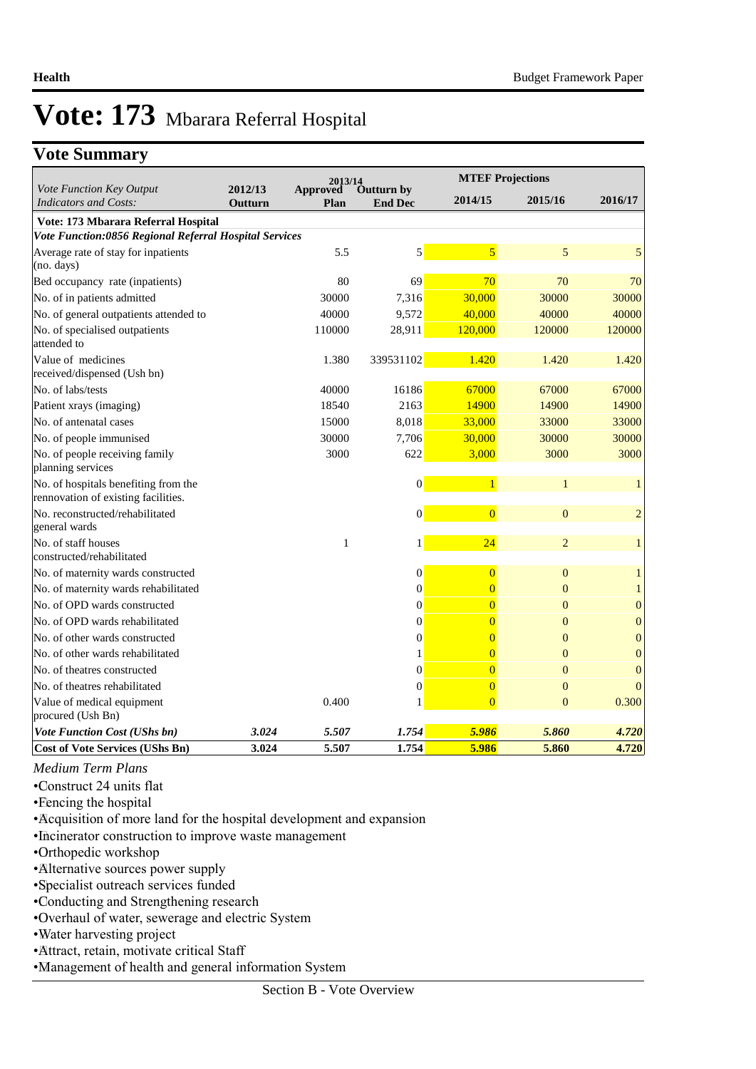# Vote: 173 Mbarara Referral Hospital

## Vote Summary

| *Vote Function Key Output Indicators and Costs:* | 2012/13 Outturn | 2013/14 Approved Plan | 2013/14 Outturn by End Dec | MTEF Projections 2014/15 | 2015/16 | 2016/17 |
|---|---|---|---|---|---|---|
| **Vote: 173 Mbarara Referral Hospital** | | | | | | |
| ***Vote Function:0856 Regional Referral Hospital Services*** | | | | | | |
| Average rate of stay for inpatients (no. days) | | 5.5 | 5 | 5 | 5 | 5 |
| Bed occupancy rate (inpatients) | | 80 | 69 | 70 | 70 | 70 |
| No. of in patients admitted | | 30000 | 7,316 | 30,000 | 30000 | 30000 |
| No. of general outpatients attended to | | 40000 | 9,572 | 40,000 | 40000 | 40000 |
| No. of specialised outpatients attended to | | 110000 | 28,911 | 120,000 | 120000 | 120000 |
| Value of medicines received/dispensed (Ush bn) | | 1.380 | 339531102 | 1.420 | 1.420 | 1.420 |
| No. of labs/tests | | 40000 | 16186 | 67000 | 67000 | 67000 |
| Patient xrays (imaging) | | 18540 | 2163 | 14900 | 14900 | 14900 |
| No. of antenatal cases | | 15000 | 8,018 | 33,000 | 33000 | 33000 |
| No. of people immunised | | 30000 | 7,706 | 30,000 | 30000 | 30000 |
| No. of people receiving family planning services | | 3000 | 622 | 3,000 | 3000 | 3000 |
| No. of hospitals benefiting from the rennovation of existing facilities. | | | 0 | 1 | 1 | 1 |
| No. reconstructed/rehabilitated general wards | | | 0 | 0 | 0 | 2 |
| No. of staff houses constructed/rehabilitated | | 1 | 1 | 24 | 2 | 1 |
| No. of maternity wards constructed | | | 0 | 0 | 0 | 1 |
| No. of maternity wards rehabilitated | | | 0 | 0 | 0 | 1 |
| No. of OPD wards constructed | | | 0 | 0 | 0 | 0 |
| No. of OPD wards rehabilitated | | | 0 | 0 | 0 | 0 |
| No. of other wards constructed | | | 0 | 0 | 0 | 0 |
| No. of other wards rehabilitated | | | 1 | 0 | 0 | 0 |
| No. of theatres constructed | | | 0 | 0 | 0 | 0 |
| No. of theatres rehabilitated | | | 0 | 0 | 0 | 0 |
| Value of medical equipment procured (Ush Bn) | | 0.400 | 1 | 0 | 0 | 0.300 |
| ***Vote Function Cost (UShs bn)*** | ***3.024*** | ***5.507*** | ***1.754*** | ***5.986*** | ***5.860*** | ***4.720*** |
| **Cost of Vote Services (UShs Bn)** | **3.024** | **5.507** | **1.754** | **5.986** | **5.860** | **4.720** |

*Medium Term Plans*

- Construct 24 units flat
- Fencing the hospital
- Acquisition of more land for the hospital development and expansion
- Incinerator construction to improve waste management
- Orthopedic workshop
- Alternative sources power supply
- Specialist outreach services funded
- Conducting and Strengthening research
- Overhaul of water, sewerage and electric System
- Water harvesting project
- Attract, retain, motivate critical Staff
- Management of health and general information System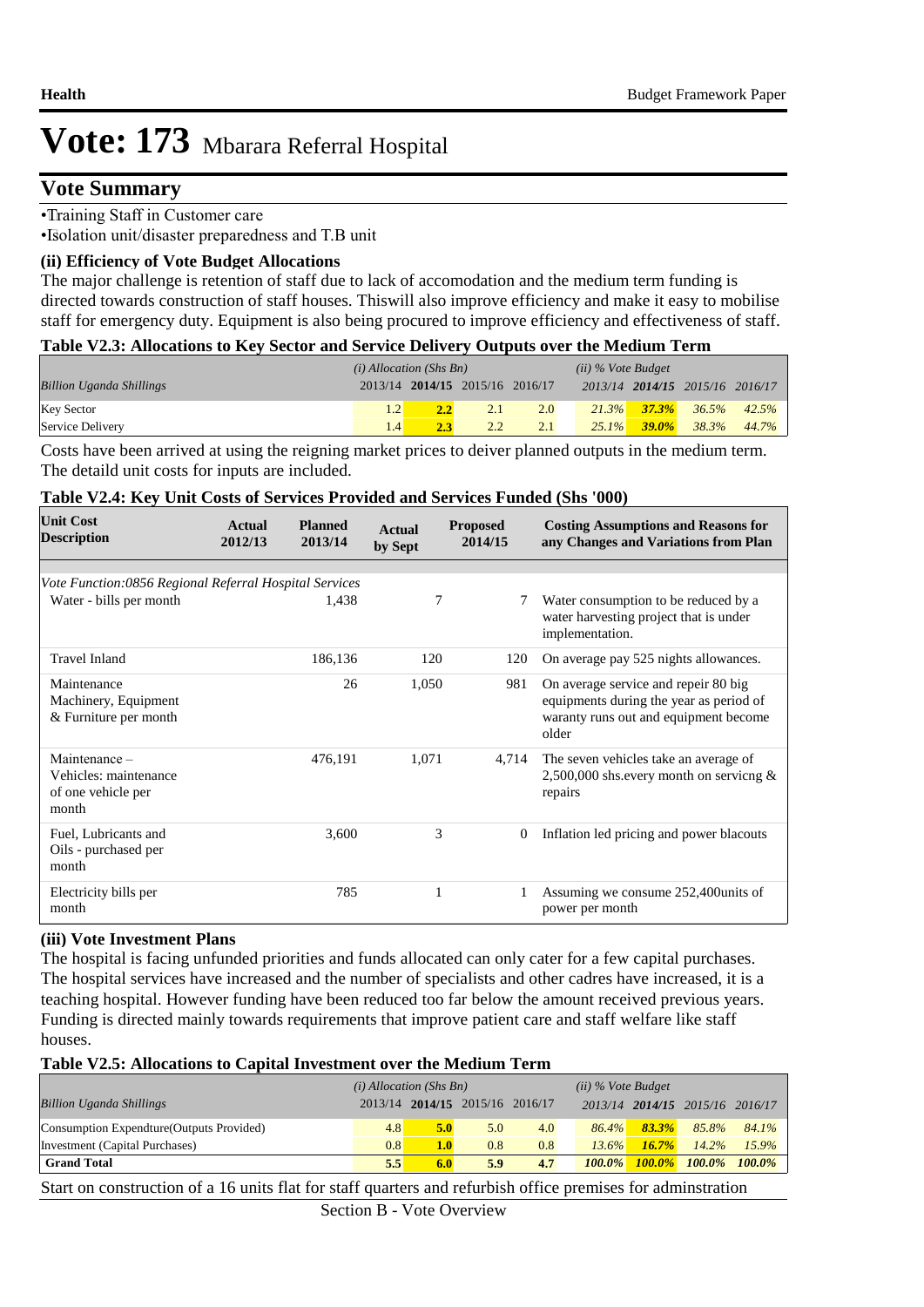# Vote: 173 Mbarara Referral Hospital

## Vote Summary

•Training Staff in Customer care

•Isolation unit/disaster preparedness and T.B unit

### (ii) Efficiency of Vote Budget Allocations

The major challenge is retention of staff due to lack of accomodation and the medium term funding is directed towards construction of staff houses. Thiswill also improve efficiency and make it easy to mobilise staff for emergency duty. Equipment is also being procured to improve efficiency and effectiveness of staff.

**Table V2.3: Allocations to Key Sector and Service Delivery Outputs over the Medium Term**

| | *(i) Allocation (Shs Bn)* | | | | *(ii) % Vote Budget* | | | |
|---|---|---|---|---|---|---|---|---|
| *Billion Uganda Shillings* | 2013/14 | **2014/15** | 2015/16 | 2016/17 | *2013/14* | ***2014/15*** | *2015/16* | *2016/17* |
| Key Sector | 1.2 | **2.2** | 2.1 | 2.0 | *21.3%* | ***37.3%*** | *36.5%* | *42.5%* |
| Service Delivery | 1.4 | **2.3** | 2.2 | 2.1 | *25.1%* | ***39.0%*** | *38.3%* | *44.7%* |

Costs have been arrived at using the reigning market prices to deiver planned outputs in the medium term. The detaild unit costs for inputs are included.

**Table V2.4: Key Unit Costs of Services Provided and Services Funded (Shs '000)**

| Unit Cost Description | Actual 2012/13 | Planned 2013/14 | Actual by Sept | Proposed 2014/15 | Costing Assumptions and Reasons for any Changes and Variations from Plan |
|---|---|---|---|---|---|
| *Vote Function:0856 Regional Referral Hospital Services* | | | | | |
| Water - bills per month | | 1,438 | 7 | 7 | Water consumption to be reduced by a water harvesting project that is under implementation. |
| Travel Inland | | 186,136 | 120 | 120 | On average pay 525 nights allowances. |
| Maintenance Machinery, Equipment & Furniture per month | | 26 | 1,050 | 981 | On average service and repeir 80 big equipments during the year as period of waranty runs out and equipment become older |
| Maintenance – Vehicles: maintenance of one vehicle per month | | 476,191 | 1,071 | 4,714 | The seven vehicles take an average of 2,500,000 shs.every month on servicng & repairs |
| Fuel, Lubricants and Oils - purchased per month | | 3,600 | 3 | 0 | Inflation led pricing and power blacouts |
| Electricity bills per month | | 785 | 1 | 1 | Assuming we consume 252,400units of power per month |

### (iii) Vote Investment Plans

The hospital is facing unfunded priorities and funds allocated can only cater for a few capital purchases. The hospital services have increased and the number of specialists and other cadres have increased, it is a teaching hospital. However funding have been reduced too far below the amount received previous years. Funding is directed mainly towards requirements that improve patient care and staff welfare like staff houses.

**Table V2.5: Allocations to Capital Investment over the Medium Term**

| | *(i) Allocation (Shs Bn)* | | | | *(ii) % Vote Budget* | | | |
|---|---|---|---|---|---|---|---|---|
| *Billion Uganda Shillings* | 2013/14 | **2014/15** | 2015/16 | 2016/17 | *2013/14* | ***2014/15*** | *2015/16* | *2016/17* |
| Consumption Expendture(Outputs Provided) | 4.8 | **5.0** | 5.0 | 4.0 | *86.4%* | ***83.3%*** | *85.8%* | *84.1%* |
| Investment (Capital Purchases) | 0.8 | **1.0** | 0.8 | 0.8 | *13.6%* | ***16.7%*** | *14.2%* | *15.9%* |
| **Grand Total** | **5.5** | **6.0** | **5.9** | **4.7** | ***100.0%*** | ***100.0%*** | ***100.0%*** | ***100.0%*** |

Start on construction of a 16 units flat for staff quarters and refurbish office premises for adminstration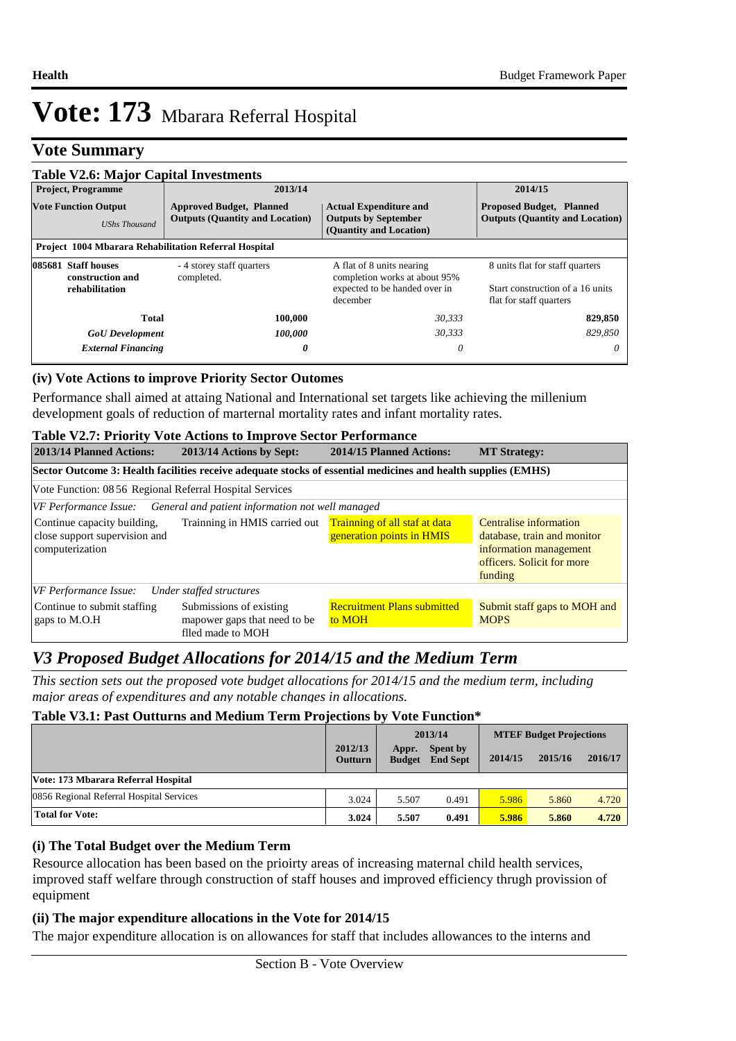# Vote: 173 Mbarara Referral Hospital

## Vote Summary

**Table V2.6: Major Capital Investments**

| Project, Programme | 2013/14 | | 2014/15 |
|---|---|---|---|
| **Vote Function Output** *UShs Thousand* | **Approved Budget, Planned Outputs (Quantity and Location)** | **Actual Expenditure and Outputs by September (Quantity and Location)** | **Proposed Budget, Planned Outputs (Quantity and Location)** |
| **Project 1004 Mbarara Rehabilitation Referral Hospital** | | | |
| **085681 Staff houses construction and rehabilitation** | - 4 storey staff quarters completed. | A flat of 8 units nearing completion works at about 95% expected to be handed over in december | 8 units flat for staff quarters<br><br>Start construction of a 16 units flat for staff quarters |
| **Total** | **100,000** | *30,333* | **829,850** |
| ***GoU Development*** | ***100,000*** | *30,333* | *829,850* |
| ***External Financing*** | ***0*** | *0* | *0* |

### (iv) Vote Actions to improve Priority Sector Outomes

Performance shall aimed at attaing National and International set targets like achieving the millenium development goals of reduction of marternal mortality rates and infant mortality rates.

**Table V2.7: Priority Vote Actions to Improve Sector Performance**

| 2013/14 Planned Actions: | 2013/14 Actions by Sept: | 2014/15 Planned Actions: | MT Strategy: |
|---|---|---|---|
| **Sector Outcome 3: Health facilities receive adequate stocks of essential medicines and health supplies (EMHS)** | | | |
| Vote Function: 08 56 Regional Referral Hospital Services | | | |
| *VF Performance Issue:* *General and patient information not well managed* | | | |
| Continue capacity building, close support supervision and computerization | Trainning in HMIS carried out | Trainning of all staf at data generation points in HMIS | Centralise information database, train and monitor information management officers. Solicit for more funding |
| *VF Performance Issue:* *Under staffed structures* | | | |
| Continue to submit staffing gaps to M.O.H | Submissions of existing mapower gaps that need to be flled made to MOH | Recruitment Plans submitted to MOH | Submit staff gaps to MOH and MOPS |

## *V3 Proposed Budget Allocations for 2014/15 and the Medium Term*

*This section sets out the proposed vote budget allocations for 2014/15 and the medium term, including major areas of expenditures and any notable changes in allocations.*

**Table V3.1: Past Outturns and Medium Term Projections by Vote Function***

| | 2012/13 Outturn | 2013/14 Appr. Budget | 2013/14 Spent by End Sept | MTEF Budget Projections 2014/15 | 2015/16 | 2016/17 |
|---|---|---|---|---|---|---|
| **Vote: 173 Mbarara Referral Hospital** | | | | | | |
| 0856 Regional Referral Hospital Services | 3.024 | 5.507 | 0.491 | 5.986 | 5.860 | 4.720 |
| **Total for Vote:** | **3.024** | **5.507** | **0.491** | **5.986** | **5.860** | **4.720** |

### (i) The Total Budget over the Medium Term

Resource allocation has been based on the prioirty areas of increasing maternal child health services, improved staff welfare through construction of staff houses and improved efficiency thrugh provission of equipment

### (ii) The major expenditure allocations in the Vote for 2014/15

The major expenditure allocation is on allowances for staff that includes allowances to the interns and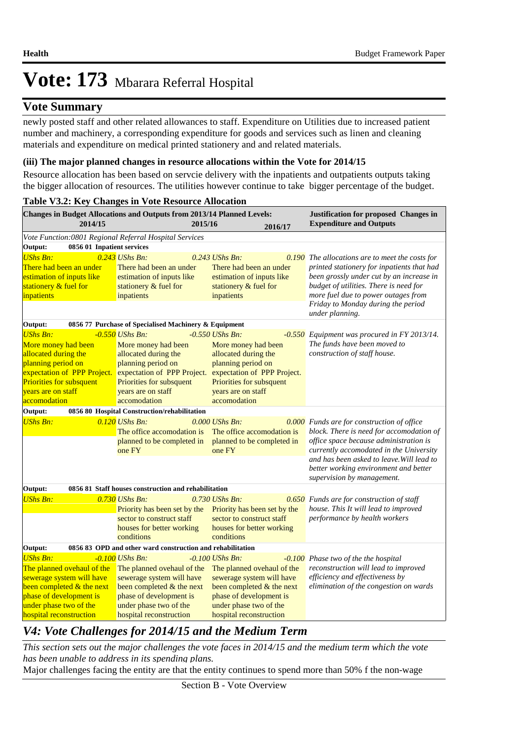# Vote: 173 Mbarara Referral Hospital

## Vote Summary

newly posted staff and other related allowances to staff. Expenditure on Utilities due to increased patient number and machinery, a corresponding expenditure for goods and services such as linen and cleaning materials and expenditure on medical printed stationery and and related materials.

**(iii) The major planned changes in resource allocations within the Vote for 2014/15**

Resource allocation has been based on servcie delivery with the inpatients and outpatients outputs taking the bigger allocation of resources. The utilities however continue to take bigger percentage of the budget.

**Table V3.2: Key Changes in Vote Resource Allocation**

| Changes in Budget Allocations and Outputs from 2013/14 Planned Levels: 2014/15 | 2015/16 | 2016/17 | Justification for proposed Changes in Expenditure and Outputs |
|---|---|---|---|
| *Vote Function:0801 Regional Referral Hospital Services* | | | |
| **Output: 0856 01 Inpatient services** | | | |
| *UShs Bn:* *0.243* There had been an under estimation of inputs like stationery & fuel for inpatients | *UShs Bn:* *0.243* There had been an under estimation of inputs like stationery & fuel for inpatients | *UShs Bn:* *0.190* There had been an under estimation of inputs like stationery & fuel for inpatients | *The allocations are to meet the costs for printed stationery for inpatients that had been grossly under cut by an increase in budget of utilities. There is need for more fuel due to power outages from Friday to Monday during the period under planning.* |
| **Output: 0856 77 Purchase of Specialised Machinery & Equipment** | | | |
| *UShs Bn:* *-0.550* More money had been allocated during the planning period on expectation of PPP Project. Priorities for subsquent years are on staff accomodation | *UShs Bn:* *-0.550* More money had been allocated during the planning period on expectation of PPP Project. Priorities for subsquent years are on staff accomodation | *UShs Bn:* *-0.550* More money had been allocated during the planning period on expectation of PPP Project. Priorities for subsquent years are on staff accomodation | *Equipment was procured in FY 2013/14. The funds have been moved to construction of staff house.* |
| **Output: 0856 80 Hospital Construction/rehabilitation** | | | |
| *UShs Bn:* *0.120* | *UShs Bn:* *0.000* The office accomodation is planned to be completed in one FY | *UShs Bn:* *0.000* The office accomodation is planned to be completed in one FY | *Funds are for construction of office block. There is need for accomodation of office space because administration is currently accomodated in the University and has been asked to leave.Will lead to better working environment and better supervision by management.* |
| **Output: 0856 81 Staff houses construction and rehabilitation** | | | |
| *UShs Bn:* *0.730* | *UShs Bn:* *0.730* Priority has been set by the sector to construct staff houses for better working conditions | *UShs Bn:* *0.650* Priority has been set by the sector to construct staff houses for better working conditions | *Funds are for construction of staff house. This It will lead to improved performance by health workers* |
| **Output: 0856 83 OPD and other ward construction and rehabilitation** | | | |
| *UShs Bn:* *-0.100* The planned ovehaul of the sewerage system will have been completed & the next phase of development is under phase two of the hospital reconstruction | *UShs Bn:* *-0.100* The planned ovehaul of the sewerage system will have been completed & the next phase of development is under phase two of the hospital reconstruction | *UShs Bn:* *-0.100* The planned ovehaul of the sewerage system will have been completed & the next phase of development is under phase two of the hospital reconstruction | *Phase two of the the hospital reconstruction will lead to improved efficiency and effectiveness by elimination of the congestion on wards* |

## *V4: Vote Challenges for 2014/15 and the Medium Term*

*This section sets out the major challenges the vote faces in 2014/15 and the medium term which the vote has been unable to address in its spending plans.*

Major challenges facing the entity are that the entity continues to spend more than 50% f the non-wage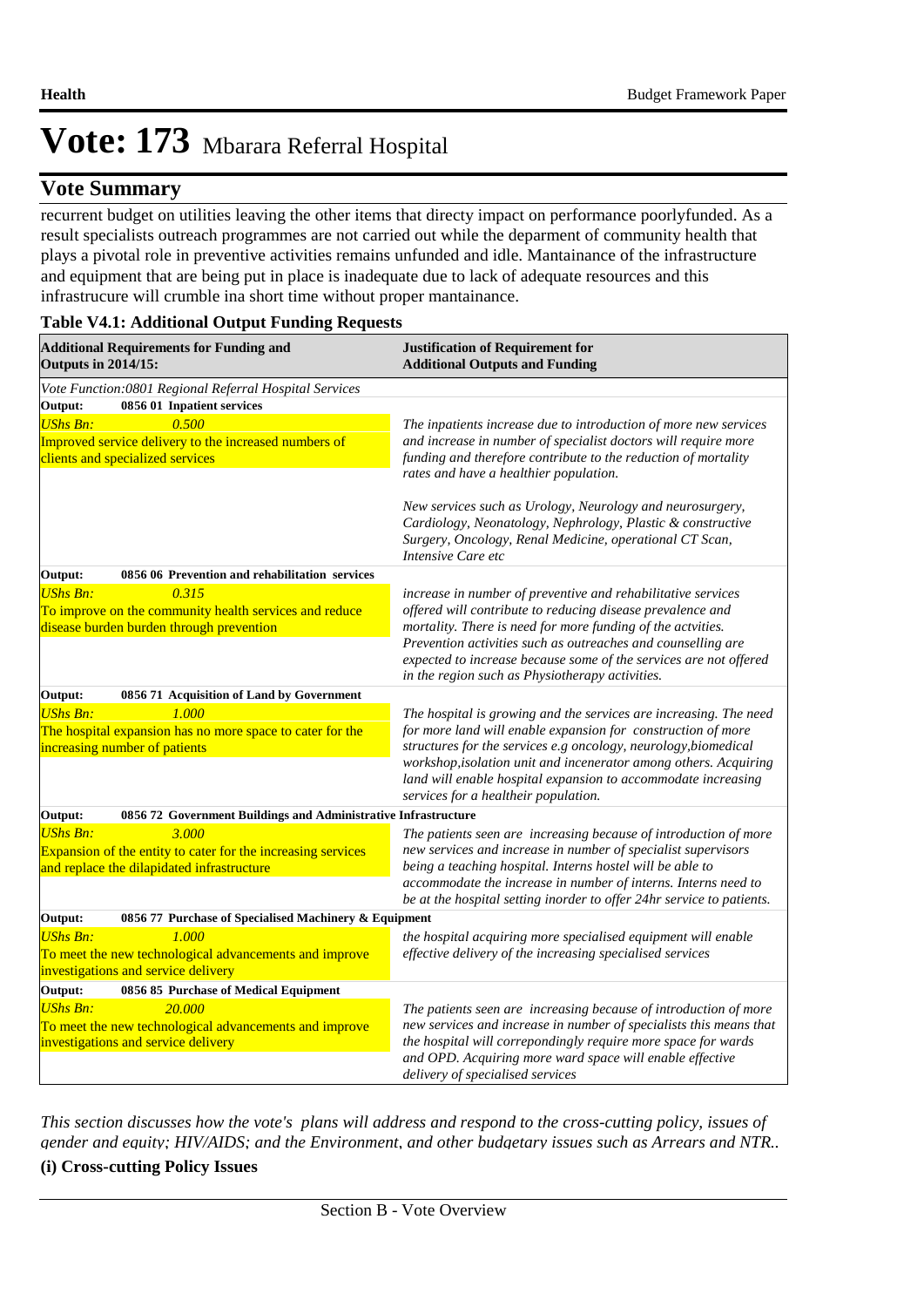# Vote: 173 Mbarara Referral Hospital

## Vote Summary

recurrent budget on utilities leaving the other items that directy impact on performance poorlyfunded. As a result specialists outreach programmes are not carried out while the deparment of community health that plays a pivotal role in preventive activities remains unfunded and idle. Mantainance of the infrastructure and equipment that are being put in place is inadequate due to lack of adequate resources and this infrastrucure will crumble ina short time without proper mantainance.

**Table V4.1: Additional Output Funding Requests**

| Additional Requirements for Funding and Outputs in 2014/15: | Justification of Requirement for Additional Outputs and Funding |
|---|---|
| *Vote Function:0801 Regional Referral Hospital Services* | |
| **Output: 0856 01 Inpatient services** | |
| *UShs Bn:* *0.500* <br> Improved service delivery to the increased numbers of clients and specialized services | *The inpatients increase due to introduction of more new services and increase in number of specialist doctors will require more funding and therefore contribute to the reduction of mortality rates and have a healthier population.* <br><br> *New services such as Urology, Neurology and neurosurgery, Cardiology, Neonatology, Nephrology, Plastic & constructive Surgery, Oncology, Renal Medicine, operational CT Scan, Intensive Care etc* |
| **Output: 0856 06 Prevention and rehabilitation services** | |
| *UShs Bn:* *0.315* <br> To improve on the community health services and reduce disease burden burden through prevention | *increase in number of preventive and rehabilitative services offered will contribute to reducing disease prevalence and mortality. There is need for more funding of the actvities. Prevention activities such as outreaches and counselling are expected to increase because some of the services are not offered in the region such as Physiotherapy activities.* |
| **Output: 0856 71 Acquisition of Land by Government** | |
| *UShs Bn:* *1.000* <br> The hospital expansion has no more space to cater for the increasing number of patients | *The hospital is growing and the services are increasing. The need for more land will enable expansion for construction of more structures for the services e.g oncology, neurology,biomedical workshop,isolation unit and incenerator among others. Acquiring land will enable hospital expansion to accommodate increasing services for a healtheir population.* |
| **Output: 0856 72 Government Buildings and Administrative Infrastructure** | |
| *UShs Bn:* *3.000* <br> Expansion of the entity to cater for the increasing services and replace the dilapidated infrastructure | *The patients seen are increasing because of introduction of more new services and increase in number of specialist supervisors being a teaching hospital. Interns hostel will be able to accommodate the increase in number of interns. Interns need to be at the hospital setting inorder to offer 24hr service to patients.* |
| **Output: 0856 77 Purchase of Specialised Machinery & Equipment** | |
| *UShs Bn:* *1.000* <br> To meet the new technological advancements and improve investigations and service delivery | *the hospital acquiring more specialised equipment will enable effective delivery of the increasing specialised services* |
| **Output: 0856 85 Purchase of Medical Equipment** | |
| *UShs Bn:* *20.000* <br> To meet the new technological advancements and improve investigations and service delivery | *The patients seen are increasing because of introduction of more new services and increase in number of specialists this means that the hospital will correpondingly require more space for wards and OPD. Acquiring more ward space will enable effective delivery of specialised services* |

*This section discusses how the vote's plans will address and respond to the cross-cutting policy, issues of gender and equity; HIV/AIDS; and the Environment, and other budgetary issues such as Arrears and NTR..*

**(i) Cross-cutting Policy Issues**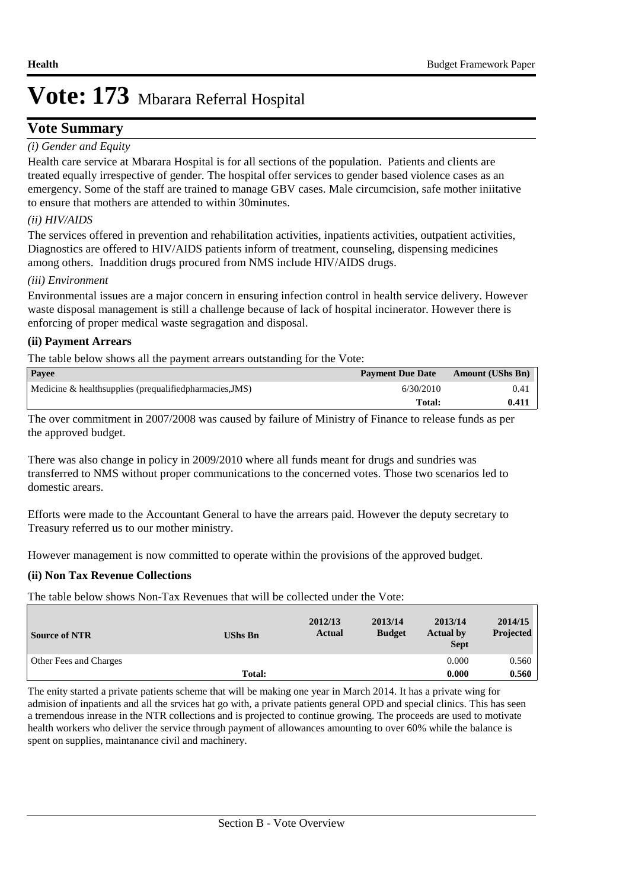# Vote: 173 Mbarara Referral Hospital

## Vote Summary

*(i) Gender and Equity*

Health care service at Mbarara Hospital is for all sections of the population. Patients and clients are treated equally irrespective of gender. The hospital offer services to gender based violence cases as an emergency. Some of the staff are trained to manage GBV cases. Male circumcision, safe mother iniitative to ensure that mothers are attended to within 30minutes.

*(ii) HIV/AIDS*

The services offered in prevention and rehabilitation activities, inpatients activities, outpatient activities, Diagnostics are offered to HIV/AIDS patients inform of treatment, counseling, dispensing medicines among others. Inaddition drugs procured from NMS include HIV/AIDS drugs.

*(iii) Environment*

Environmental issues are a major concern in ensuring infection control in health service delivery. However waste disposal management is still a challenge because of lack of hospital incinerator. However there is enforcing of proper medical waste segragation and disposal.

**(ii) Payment Arrears**

The table below shows all the payment arrears outstanding for the Vote:

| Payee | Payment Due Date | Amount (UShs Bn) |
|---|---|---|
| Medicine & healthsupplies (prequalifiedpharmacies,JMS) | 6/30/2010 | 0.41 |
| | **Total:** | **0.411** |

The over commitment in 2007/2008 was caused by failure of Ministry of Finance to release funds as per the approved budget.

There was also change in policy in 2009/2010 where all funds meant for drugs and sundries was transferred to NMS without proper communications to the concerned votes. Those two scenarios led to domestic arears.

Efforts were made to the Accountant General to have the arrears paid. However the deputy secretary to Treasury referred us to our mother ministry.

However management is now committed to operate within the provisions of the approved budget.

**(ii) Non Tax Revenue Collections**

The table below shows Non-Tax Revenues that will be collected under the Vote:

| Source of NTR | UShs Bn | 2012/13 Actual | 2013/14 Budget | 2013/14 Actual by Sept | 2014/15 Projected |
|---|---|---|---|---|---|
| Other Fees and Charges | | | | 0.000 | 0.560 |
| | **Total:** | | | **0.000** | **0.560** |

The enity started a private patients scheme that will be making one year in March 2014. It has a private wing for admision of inpatients and all the srvices hat go with, a private patients general OPD and special clinics. This has seen a tremendous inrease in the NTR collections and is projected to continue growing. The proceeds are used to motivate health workers who deliver the service through payment of allowances amounting to over 60% while the balance is spent on supplies, maintanance civil and machinery.